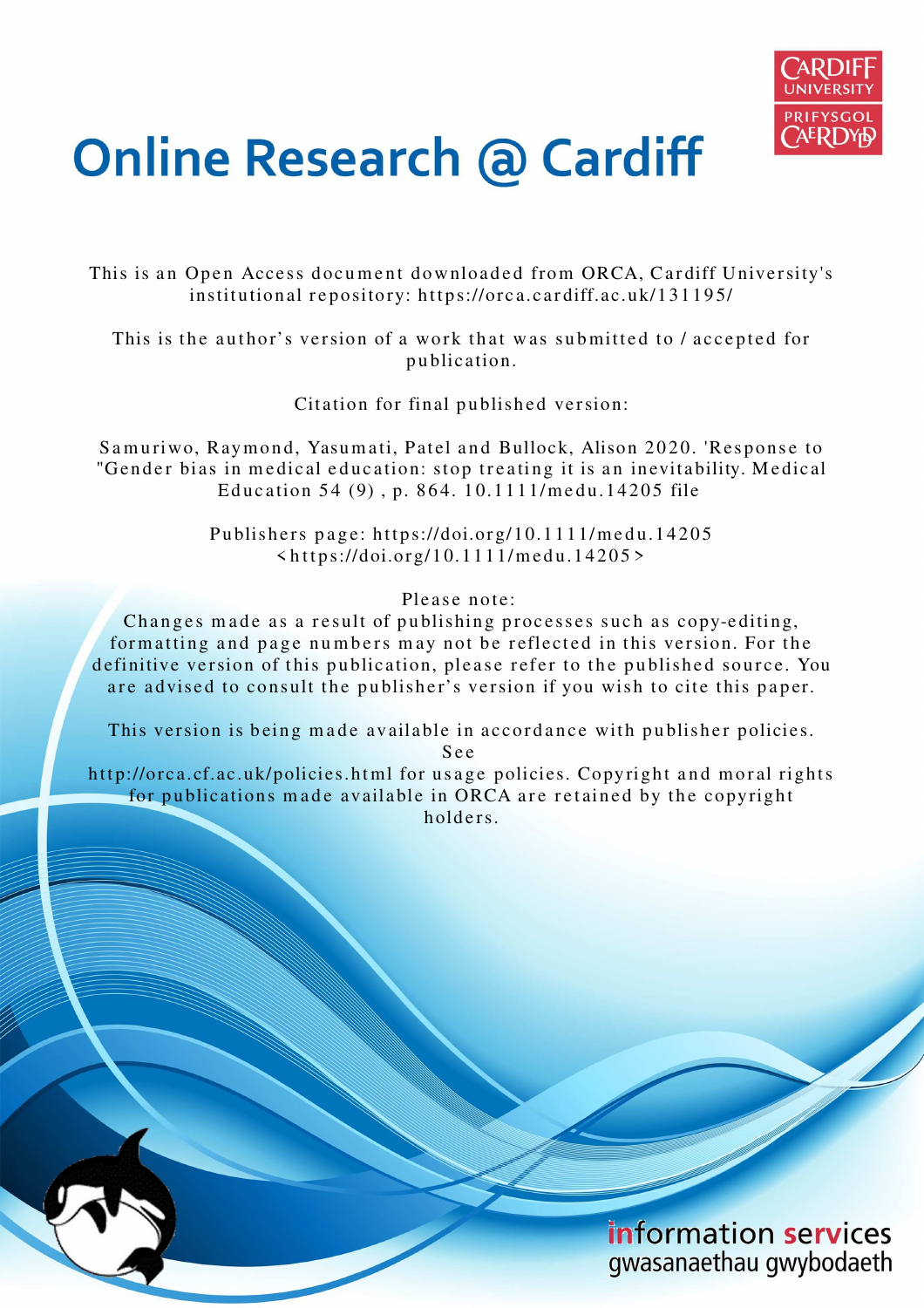# Online Research @ Cardiff

This is an Open Access document downloaded from ORCA, Cardiff University's institutional repository: https://orca.cardiff.ac.uk/131195/

This is the author's version of a work that was submitted to / accepted for publication.

Citation for final published version:

Samuriwo, Raymond, Yasumati, Patel and Bullock, Alison 2020. 'Response to "Gender bias in medical education: stop treating it is an inevitability. Medical Education 54 (9) , p. 864. 10.1111/medu.14205 file

Publishers page: https://doi.org/10.1111/medu.14205 <https://doi.org/10.1111/medu.14205>

Please note:
Changes made as a result of publishing processes such as copy-editing, formatting and page numbers may not be reflected in this version. For the definitive version of this publication, please refer to the published source. You are advised to consult the publisher's version if you wish to cite this paper.

This version is being made available in accordance with publisher policies. See http://orca.cf.ac.uk/policies.html for usage policies. Copyright and moral rights for publications made available in ORCA are retained by the copyright holders.

information services
gwasanaethau gwybodaeth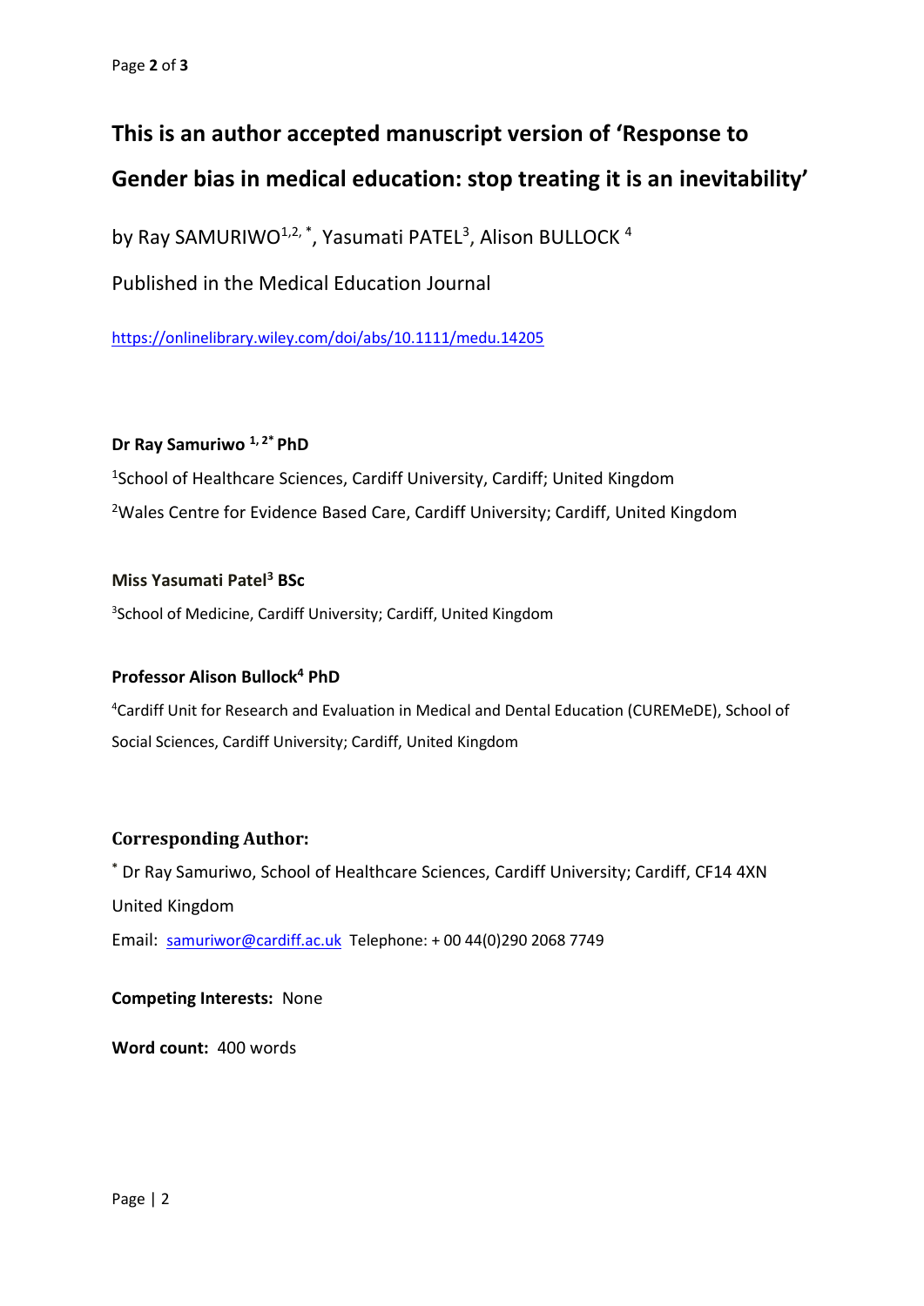# This is an author accepted manuscript version of 'Response to Gender bias in medical education: stop treating it is an inevitability'

by Ray SAMURIWO[1,2,*], Yasumati PATEL[3], Alison BULLOCK [4]

Published in the Medical Education Journal

https://onlinelibrary.wiley.com/doi/abs/10.1111/medu.14205

**Dr Ray Samuriwo [1, 2*] PhD**

[1]School of Healthcare Sciences, Cardiff University, Cardiff; United Kingdom

[2]Wales Centre for Evidence Based Care, Cardiff University; Cardiff, United Kingdom

**Miss Yasumati Patel[3] BSc**

[3]School of Medicine, Cardiff University; Cardiff, United Kingdom

**Professor Alison Bullock[4] PhD**

[4]Cardiff Unit for Research and Evaluation in Medical and Dental Education (CUREMeDE), School of Social Sciences, Cardiff University; Cardiff, United Kingdom

## Corresponding Author:

[*] Dr Ray Samuriwo, School of Healthcare Sciences, Cardiff University; Cardiff, CF14 4XN United Kingdom

Email: samuriwor@cardiff.ac.uk Telephone: + 00 44(0)290 2068 7749

**Competing Interests:** None

**Word count:** 400 words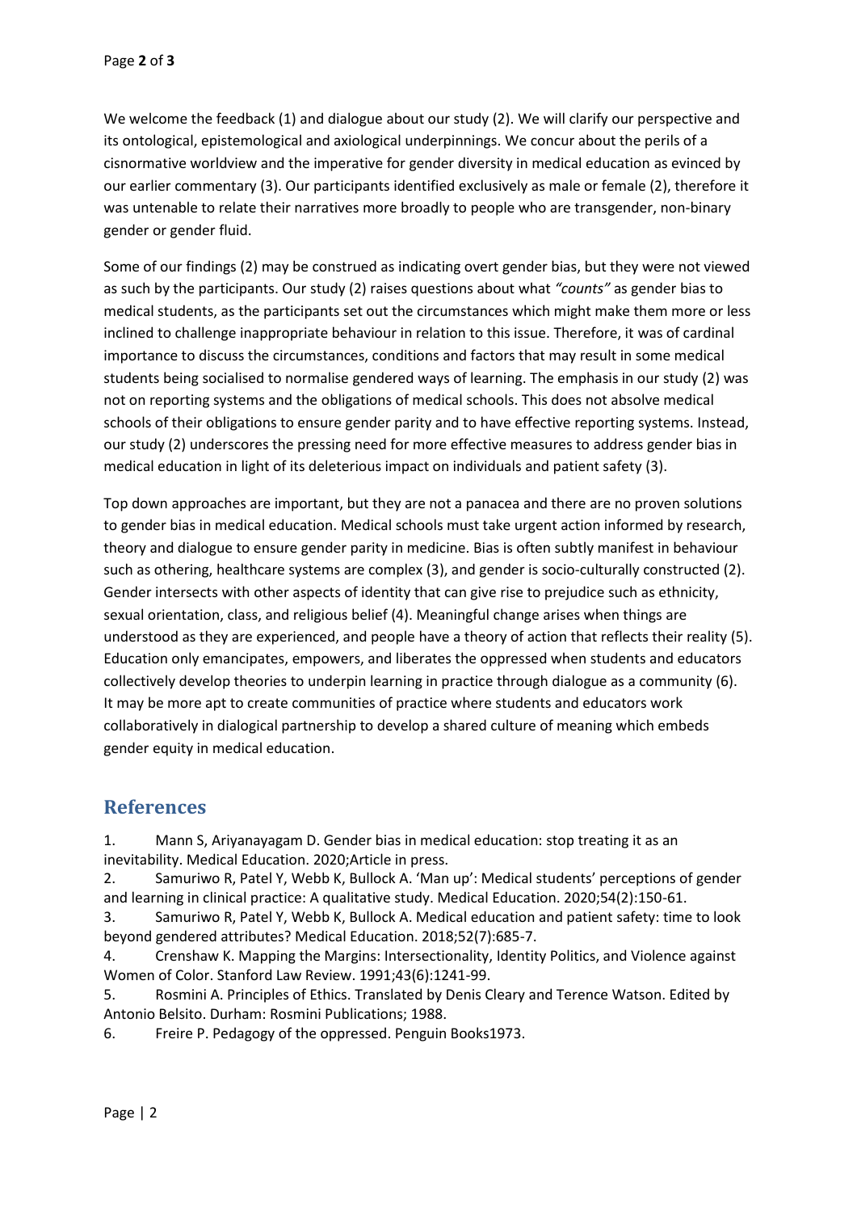We welcome the feedback (1) and dialogue about our study (2). We will clarify our perspective and its ontological, epistemological and axiological underpinnings. We concur about the perils of a cisnormative worldview and the imperative for gender diversity in medical education as evinced by our earlier commentary (3). Our participants identified exclusively as male or female (2), therefore it was untenable to relate their narratives more broadly to people who are transgender, non-binary gender or gender fluid.

Some of our findings (2) may be construed as indicating overt gender bias, but they were not viewed as such by the participants. Our study (2) raises questions about what *"counts"* as gender bias to medical students, as the participants set out the circumstances which might make them more or less inclined to challenge inappropriate behaviour in relation to this issue. Therefore, it was of cardinal importance to discuss the circumstances, conditions and factors that may result in some medical students being socialised to normalise gendered ways of learning. The emphasis in our study (2) was not on reporting systems and the obligations of medical schools. This does not absolve medical schools of their obligations to ensure gender parity and to have effective reporting systems. Instead, our study (2) underscores the pressing need for more effective measures to address gender bias in medical education in light of its deleterious impact on individuals and patient safety (3).

Top down approaches are important, but they are not a panacea and there are no proven solutions to gender bias in medical education. Medical schools must take urgent action informed by research, theory and dialogue to ensure gender parity in medicine. Bias is often subtly manifest in behaviour such as othering, healthcare systems are complex (3), and gender is socio-culturally constructed (2). Gender intersects with other aspects of identity that can give rise to prejudice such as ethnicity, sexual orientation, class, and religious belief (4). Meaningful change arises when things are understood as they are experienced, and people have a theory of action that reflects their reality (5). Education only emancipates, empowers, and liberates the oppressed when students and educators collectively develop theories to underpin learning in practice through dialogue as a community (6). It may be more apt to create communities of practice where students and educators work collaboratively in dialogical partnership to develop a shared culture of meaning which embeds gender equity in medical education.

## References

1. Mann S, Ariyanayagam D. Gender bias in medical education: stop treating it as an inevitability. Medical Education. 2020;Article in press.
2. Samuriwo R, Patel Y, Webb K, Bullock A. 'Man up': Medical students' perceptions of gender and learning in clinical practice: A qualitative study. Medical Education. 2020;54(2):150-61.
3. Samuriwo R, Patel Y, Webb K, Bullock A. Medical education and patient safety: time to look beyond gendered attributes? Medical Education. 2018;52(7):685-7.
4. Crenshaw K. Mapping the Margins: Intersectionality, Identity Politics, and Violence against Women of Color. Stanford Law Review. 1991;43(6):1241-99.
5. Rosmini A. Principles of Ethics. Translated by Denis Cleary and Terence Watson. Edited by Antonio Belsito. Durham: Rosmini Publications; 1988.
6. Freire P. Pedagogy of the oppressed. Penguin Books1973.